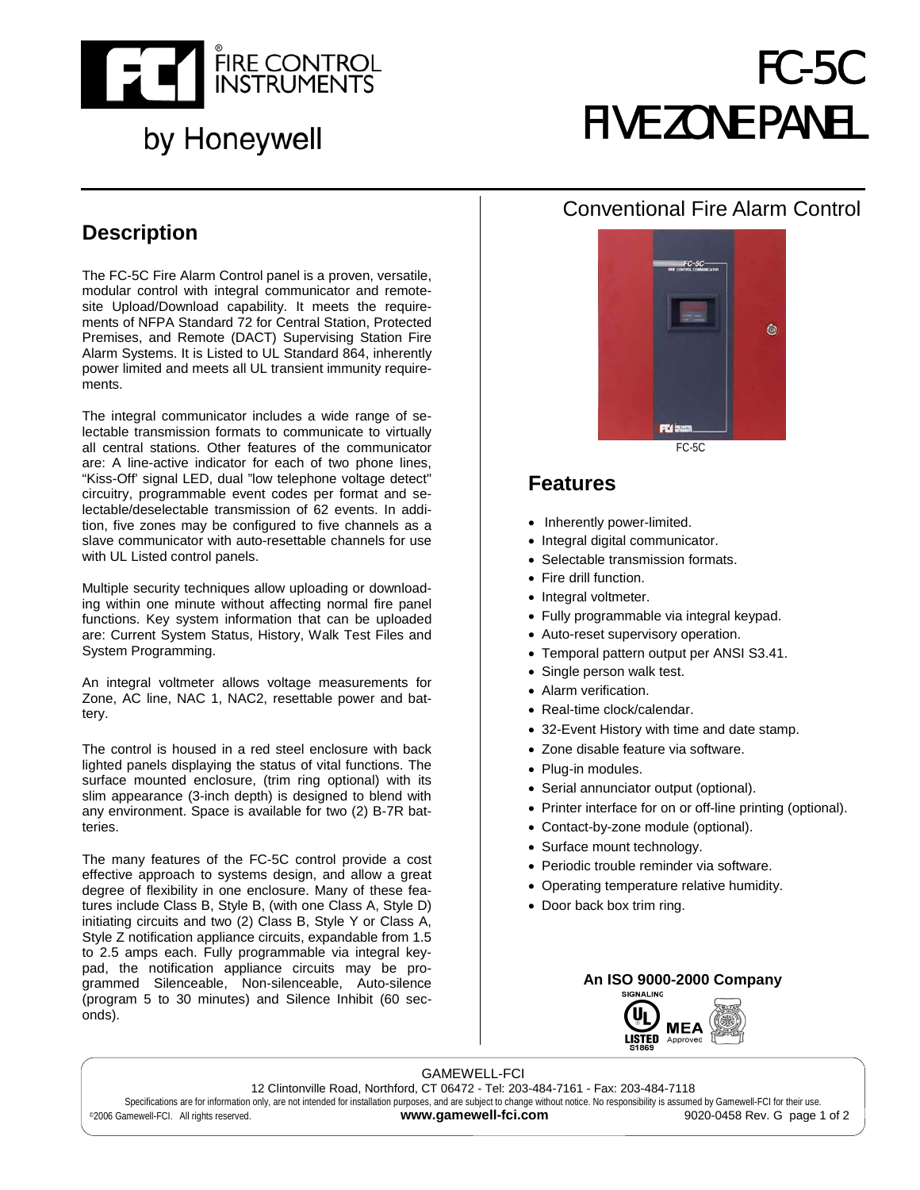FIRE CONTROL INSTRUMENTS

by Honeywell

# FC-5C FIVE ZONE PANEL

## Conventional Fire Alarm Control

FC-5C

## Description

The FC-5C Fire Alarm Control panel is a proven, versatile, modular control with integral communicator and remote-site Upload/Download capability. It meets the requirements of NFPA Standard 72 for Central Station, Protected Premises, and Remote (DACT) Supervising Station Fire Alarm Systems. It is Listed to UL Standard 864, inherently power limited and meets all UL transient immunity requirements.

The integral communicator includes a wide range of selectable transmission formats to communicate to virtually all central stations. Other features of the communicator are: A line-active indicator for each of two phone lines, "Kiss-Off' signal LED, dual "low telephone voltage detect" circuitry, programmable event codes per format and selectable/deselectable transmission of 62 events. In addition, five zones may be configured to five channels as a slave communicator with auto-resettable channels for use with UL Listed control panels.

Multiple security techniques allow uploading or downloading within one minute without affecting normal fire panel functions. Key system information that can be uploaded are: Current System Status, History, Walk Test Files and System Programming.

An integral voltmeter allows voltage measurements for Zone, AC line, NAC 1, NAC2, resettable power and battery.

The control is housed in a red steel enclosure with back lighted panels displaying the status of vital functions. The surface mounted enclosure, (trim ring optional) with its slim appearance (3-inch depth) is designed to blend with any environment. Space is available for two (2) B-7R batteries.

The many features of the FC-5C control provide a cost effective approach to systems design, and allow a great degree of flexibility in one enclosure. Many of these features include Class B, Style B, (with one Class A, Style D) initiating circuits and two (2) Class B, Style Y or Class A, Style Z notification appliance circuits, expandable from 1.5 to 2.5 amps each. Fully programmable via integral keypad, the notification appliance circuits may be programmed Silenceable, Non-silenceable, Auto-silence (program 5 to 30 minutes) and Silence Inhibit (60 seconds).

## Features

- Inherently power-limited.
- Integral digital communicator.
- Selectable transmission formats.
- Fire drill function.
- Integral voltmeter.
- Fully programmable via integral keypad.
- Auto-reset supervisory operation.
- Temporal pattern output per ANSI S3.41.
- Single person walk test.
- Alarm verification.
- Real-time clock/calendar.
- 32-Event History with time and date stamp.
- Zone disable feature via software.
- Plug-in modules.
- Serial annunciator output (optional).
- Printer interface for on or off-line printing (optional).
- Contact-by-zone module (optional).
- Surface mount technology.
- Periodic trouble reminder via software.
- Operating temperature relative humidity.
- Door back box trim ring.

**An ISO 9000-2000 Company**

SIGNALING UL LISTED S1869 MEA Approved

GAMEWELL-FCI
12 Clintonville Road, Northford, CT 06472 - Tel: 203-484-7161 - Fax: 203-484-7118
Specifications are for information only, are not intended for installation purposes, and are subject to change without notice. No responsibility is assumed by Gamewell-FCI for their use.
©2006 Gamewell-FCI. All rights reserved. **www.gamewell-fci.com** 9020-0458 Rev. G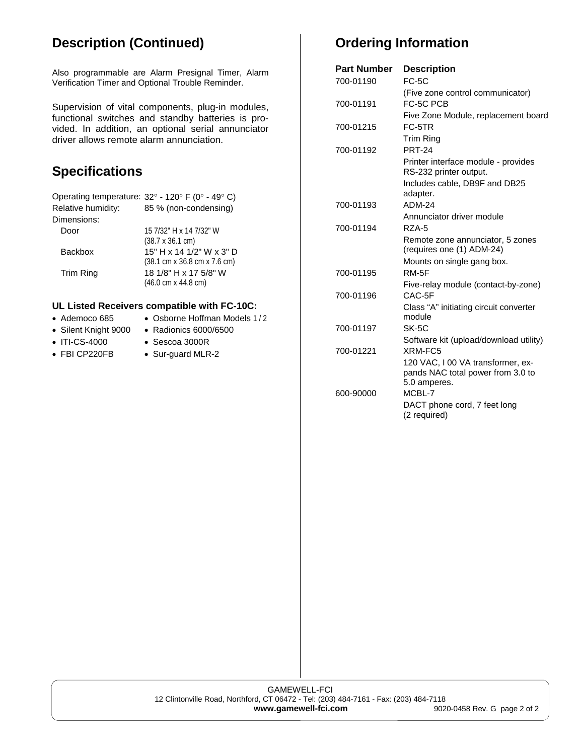## Description (Continued)

Also programmable are Alarm Presignal Timer, Alarm Verification Timer and Optional Trouble Reminder.

Supervision of vital components, plug-in modules, functional switches and standby batteries is provided. In addition, an optional serial annunciator driver allows remote alarm annunciation.

## Specifications

| | |
|---|---|
| Operating temperature: | 32° - 120° F (0° - 49° C) |
| Relative humidity: | 85 % (non-condensing) |
| Dimensions: | |
| Door | 15 7/32" H x 14 7/32" W (38.7 x 36.1 cm) |
| Backbox | 15" H x 14 1/2" W x 3" D (38.1 cm x 36.8 cm x 7.6 cm) |
| Trim Ring | 18 1/8" H x 17 5/8" W (46.0 cm x 44.8 cm) |

### UL Listed Receivers compatible with FC-10C:

- Ademoco 685
- Osborne Hoffman Models 1 / 2
- Silent Knight 9000
- Radionics 6000/6500
- ITI-CS-4000
- Sescoa 3000R
- FBI CP220FB
- Sur-guard MLR-2

## Ordering Information

| Part Number | Description |
|---|---|
| 700-01190 | FC-5C (Five zone control communicator) |
| 700-01191 | FC-5C PCB Five Zone Module, replacement board |
| 700-01215 | FC-5TR Trim Ring |
| 700-01192 | PRT-24 Printer interface module - provides RS-232 printer output. Includes cable, DB9F and DB25 adapter. |
| 700-01193 | ADM-24 Annunciator driver module |
| 700-01194 | RZA-5 Remote zone annunciator, 5 zones (requires one (1) ADM-24) Mounts on single gang box. |
| 700-01195 | RM-5F Five-relay module (contact-by-zone) |
| 700-01196 | CAC-5F Class “A” initiating circuit converter module |
| 700-01197 | SK-5C Software kit (upload/download utility) |
| 700-01221 | XRM-FC5 120 VAC, I 00 VA transformer, expands NAC total power from 3.0 to 5.0 amperes. |
| 600-90000 | MCBL-7 DACT phone cord, 7 feet long (2 required) |

GAMEWELL-FCI
12 Clintonville Road, Northford, CT 06472 - Tel: (203) 484-7161 - Fax: (203) 484-7118
**www.gamewell-fci.com**
9020-0458 Rev. G